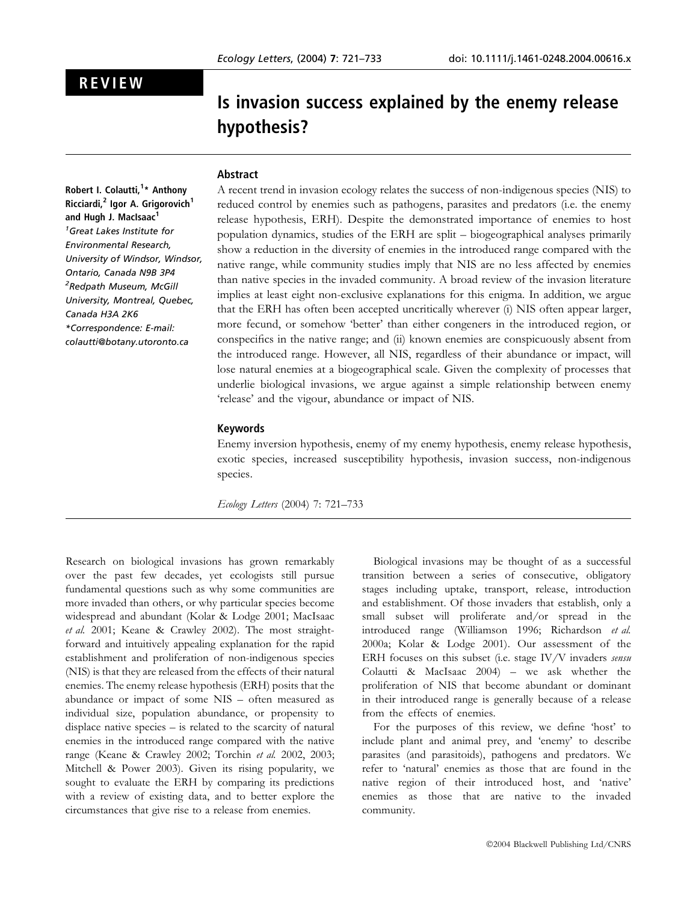REVIEW

# Is invasion success explained by the enemy release hypothesis?

Robert I. Colautti,[1]* Anthony Ricciardi,[2] Igor A. Grigorovich[1] and Hugh J. MacIsaac[1]

[1]Great Lakes Institute for Environmental Research, University of Windsor, Windsor, Ontario, Canada N9B 3P4

[2]Redpath Museum, McGill University, Montreal, Quebec, Canada H3A 2K6

*Correspondence: E-mail: colautti@botany.utoronto.ca

## Abstract

A recent trend in invasion ecology relates the success of non-indigenous species (NIS) to reduced control by enemies such as pathogens, parasites and predators (i.e. the enemy release hypothesis, ERH). Despite the demonstrated importance of enemies to host population dynamics, studies of the ERH are split – biogeographical analyses primarily show a reduction in the diversity of enemies in the introduced range compared with the native range, while community studies imply that NIS are no less affected by enemies than native species in the invaded community. A broad review of the invasion literature implies at least eight non-exclusive explanations for this enigma. In addition, we argue that the ERH has often been accepted uncritically wherever (i) NIS often appear larger, more fecund, or somehow 'better' than either congeners in the introduced region, or conspecifics in the native range; and (ii) known enemies are conspicuously absent from the introduced range. However, all NIS, regardless of their abundance or impact, will lose natural enemies at a biogeographical scale. Given the complexity of processes that underlie biological invasions, we argue against a simple relationship between enemy 'release' and the vigour, abundance or impact of NIS.

## Keywords

Enemy inversion hypothesis, enemy of my enemy hypothesis, enemy release hypothesis, exotic species, increased susceptibility hypothesis, invasion success, non-indigenous species.

*Ecology Letters* (2004) 7: 721–733

Research on biological invasions has grown remarkably over the past few decades, yet ecologists still pursue fundamental questions such as why some communities are more invaded than others, or why particular species become widespread and abundant (Kolar & Lodge 2001; MacIsaac *et al.* 2001; Keane & Crawley 2002). The most straightforward and intuitively appealing explanation for the rapid establishment and proliferation of non-indigenous species (NIS) is that they are released from the effects of their natural enemies. The enemy release hypothesis (ERH) posits that the abundance or impact of some NIS – often measured as individual size, population abundance, or propensity to displace native species – is related to the scarcity of natural enemies in the introduced range compared with the native range (Keane & Crawley 2002; Torchin *et al.* 2002, 2003; Mitchell & Power 2003). Given its rising popularity, we sought to evaluate the ERH by comparing its predictions with a review of existing data, and to better explore the circumstances that give rise to a release from enemies.

Biological invasions may be thought of as a successful transition between a series of consecutive, obligatory stages including uptake, transport, release, introduction and establishment. Of those invaders that establish, only a small subset will proliferate and/or spread in the introduced range (Williamson 1996; Richardson *et al.* 2000a; Kolar & Lodge 2001). Our assessment of the ERH focuses on this subset (i.e. stage IV/V invaders *sensu* Colautti & MacIsaac 2004) – we ask whether the proliferation of NIS that become abundant or dominant in their introduced range is generally because of a release from the effects of enemies.

For the purposes of this review, we define 'host' to include plant and animal prey, and 'enemy' to describe parasites (and parasitoids), pathogens and predators. We refer to 'natural' enemies as those that are found in the native region of their introduced host, and 'native' enemies as those that are native to the invaded community.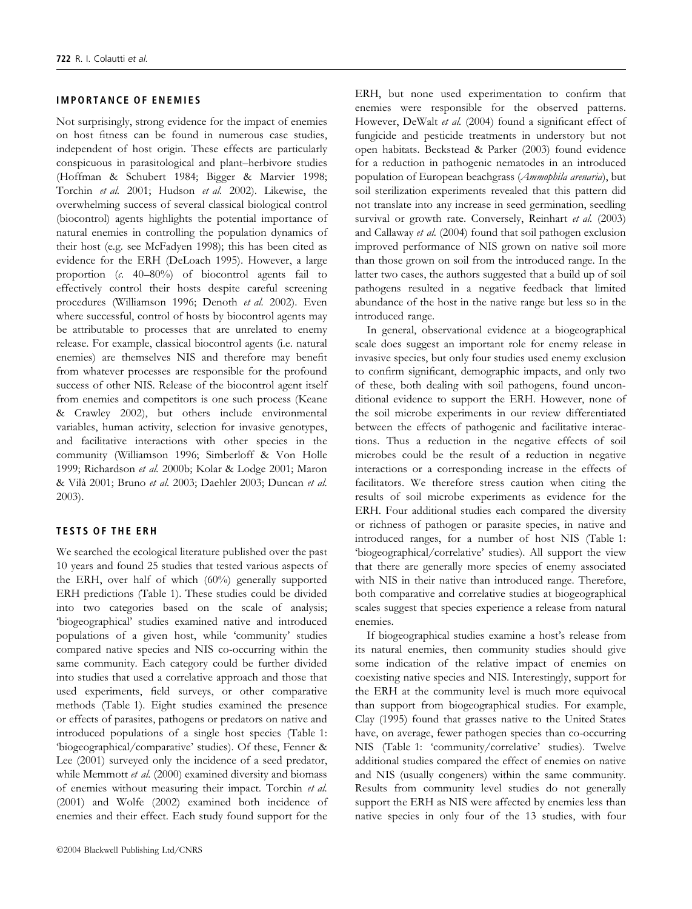## IMPORTANCE OF ENEMIES

Not surprisingly, strong evidence for the impact of enemies on host fitness can be found in numerous case studies, independent of host origin. These effects are particularly conspicuous in parasitological and plant–herbivore studies (Hoffman & Schubert 1984; Bigger & Marvier 1998; Torchin *et al.* 2001; Hudson *et al.* 2002). Likewise, the overwhelming success of several classical biological control (biocontrol) agents highlights the potential importance of natural enemies in controlling the population dynamics of their host (e.g. see McFadyen 1998); this has been cited as evidence for the ERH (DeLoach 1995). However, a large proportion (*c.* 40–80%) of biocontrol agents fail to effectively control their hosts despite careful screening procedures (Williamson 1996; Denoth *et al.* 2002). Even where successful, control of hosts by biocontrol agents may be attributable to processes that are unrelated to enemy release. For example, classical biocontrol agents (i.e. natural enemies) are themselves NIS and therefore may benefit from whatever processes are responsible for the profound success of other NIS. Release of the biocontrol agent itself from enemies and competitors is one such process (Keane & Crawley 2002), but others include environmental variables, human activity, selection for invasive genotypes, and facilitative interactions with other species in the community (Williamson 1996; Simberloff & Von Holle 1999; Richardson *et al.* 2000b; Kolar & Lodge 2001; Maron & Vilà 2001; Bruno *et al.* 2003; Daehler 2003; Duncan *et al.* 2003).

## TESTS OF THE ERH

We searched the ecological literature published over the past 10 years and found 25 studies that tested various aspects of the ERH, over half of which (60%) generally supported ERH predictions (Table 1). These studies could be divided into two categories based on the scale of analysis; 'biogeographical' studies examined native and introduced populations of a given host, while 'community' studies compared native species and NIS co-occurring within the same community. Each category could be further divided into studies that used a correlative approach and those that used experiments, field surveys, or other comparative methods (Table 1). Eight studies examined the presence or effects of parasites, pathogens or predators on native and introduced populations of a single host species (Table 1: 'biogeographical/comparative' studies). Of these, Fenner & Lee (2001) surveyed only the incidence of a seed predator, while Memmott *et al.* (2000) examined diversity and biomass of enemies without measuring their impact. Torchin *et al.* (2001) and Wolfe (2002) examined both incidence of enemies and their effect. Each study found support for the ERH, but none used experimentation to confirm that enemies were responsible for the observed patterns. However, DeWalt *et al.* (2004) found a significant effect of fungicide and pesticide treatments in understory but not open habitats. Beckstead & Parker (2003) found evidence for a reduction in pathogenic nematodes in an introduced population of European beachgrass (*Ammophila arenaria*), but soil sterilization experiments revealed that this pattern did not translate into any increase in seed germination, seedling survival or growth rate. Conversely, Reinhart *et al.* (2003) and Callaway *et al.* (2004) found that soil pathogen exclusion improved performance of NIS grown on native soil more than those grown on soil from the introduced range. In the latter two cases, the authors suggested that a build up of soil pathogens resulted in a negative feedback that limited abundance of the host in the native range but less so in the introduced range.

In general, observational evidence at a biogeographical scale does suggest an important role for enemy release in invasive species, but only four studies used enemy exclusion to confirm significant, demographic impacts, and only two of these, both dealing with soil pathogens, found unconditional evidence to support the ERH. However, none of the soil microbe experiments in our review differentiated between the effects of pathogenic and facilitative interactions. Thus a reduction in the negative effects of soil microbes could be the result of a reduction in negative interactions or a corresponding increase in the effects of facilitators. We therefore stress caution when citing the results of soil microbe experiments as evidence for the ERH. Four additional studies each compared the diversity or richness of pathogen or parasite species, in native and introduced ranges, for a number of host NIS (Table 1: 'biogeographical/correlative' studies). All support the view that there are generally more species of enemy associated with NIS in their native than introduced range. Therefore, both comparative and correlative studies at biogeographical scales suggest that species experience a release from natural enemies.

If biogeographical studies examine a host's release from its natural enemies, then community studies should give some indication of the relative impact of enemies on coexisting native species and NIS. Interestingly, support for the ERH at the community level is much more equivocal than support from biogeographical studies. For example, Clay (1995) found that grasses native to the United States have, on average, fewer pathogen species than co-occurring NIS (Table 1: 'community/correlative' studies). Twelve additional studies compared the effect of enemies on native and NIS (usually congeners) within the same community. Results from community level studies do not generally support the ERH as NIS were affected by enemies less than native species in only four of the 13 studies, with four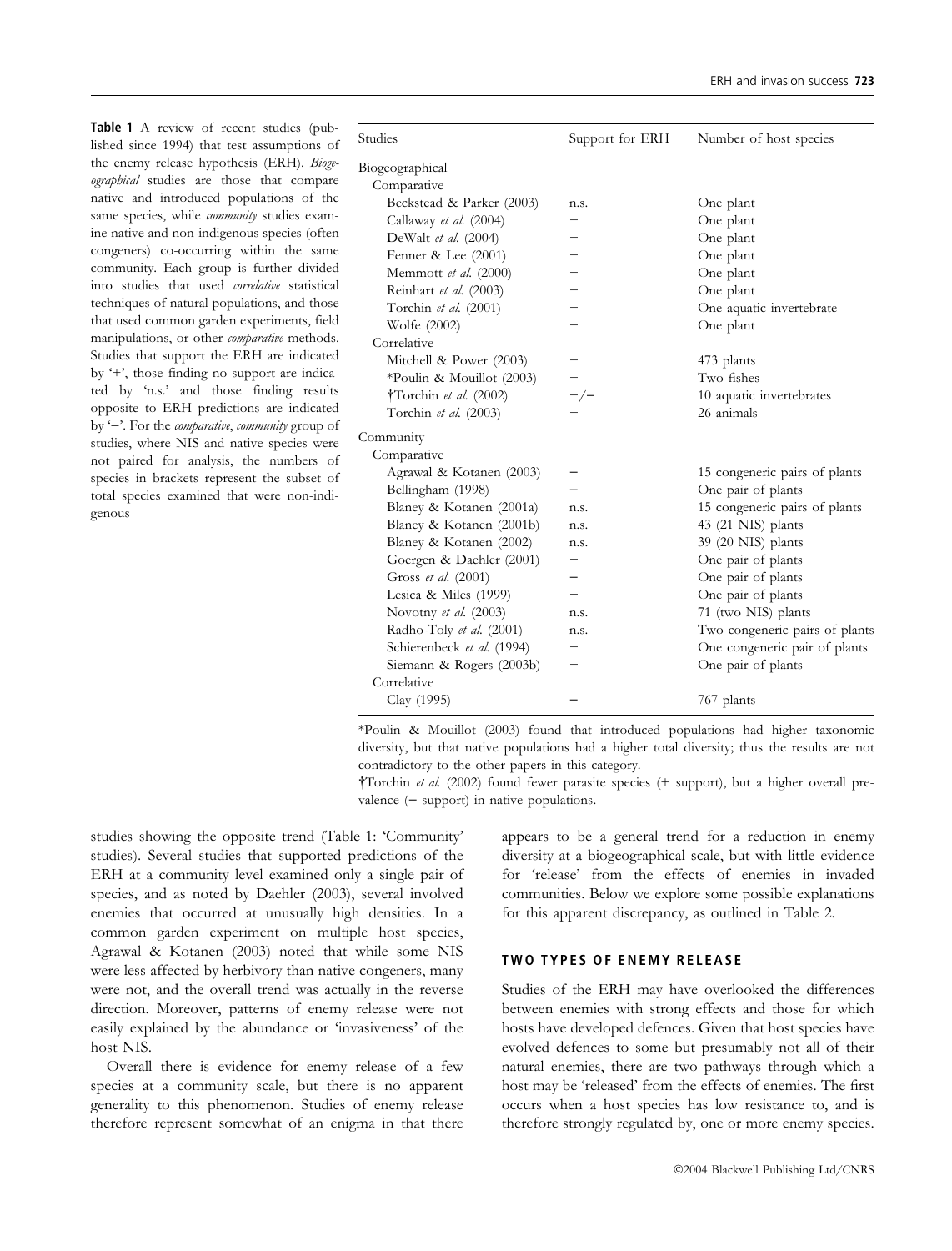**Table 1** A review of recent studies (published since 1994) that test assumptions of the enemy release hypothesis (ERH). *Biogeographical* studies are those that compare native and introduced populations of the same species, while *community* studies examine native and non-indigenous species (often congeners) co-occurring within the same community. Each group is further divided into studies that used *correlative* statistical techniques of natural populations, and those that used common garden experiments, field manipulations, or other *comparative* methods. Studies that support the ERH are indicated by '+', those finding no support are indicated by 'n.s.' and those finding results opposite to ERH predictions are indicated by '−'. For the *comparative*, *community* group of studies, where NIS and native species were not paired for analysis, the numbers of species in brackets represent the subset of total species examined that were non-indigenous

| Studies | Support for ERH | Number of host species |
|---|---|---|
| Biogeographical | | |
| Comparative | | |
| Beckstead & Parker (2003) | n.s. | One plant |
| Callaway *et al.* (2004) | + | One plant |
| DeWalt *et al.* (2004) | + | One plant |
| Fenner & Lee (2001) | + | One plant |
| Memmott *et al.* (2000) | + | One plant |
| Reinhart *et al.* (2003) | + | One plant |
| Torchin *et al.* (2001) | + | One aquatic invertebrate |
| Wolfe (2002) | + | One plant |
| Correlative | | |
| Mitchell & Power (2003) | + | 473 plants |
| *Poulin & Mouillot (2003) | + | Two fishes |
| †Torchin *et al.* (2002) | +/− | 10 aquatic invertebrates |
| Torchin *et al.* (2003) | + | 26 animals |
| Community | | |
| Comparative | | |
| Agrawal & Kotanen (2003) | − | 15 congeneric pairs of plants |
| Bellingham (1998) | − | One pair of plants |
| Blaney & Kotanen (2001a) | n.s. | 15 congeneric pairs of plants |
| Blaney & Kotanen (2001b) | n.s. | 43 (21 NIS) plants |
| Blaney & Kotanen (2002) | n.s. | 39 (20 NIS) plants |
| Goergen & Daehler (2001) | + | One pair of plants |
| Gross *et al.* (2001) | − | One pair of plants |
| Lesica & Miles (1999) | + | One pair of plants |
| Novotny *et al.* (2003) | n.s. | 71 (two NIS) plants |
| Radho-Toly *et al.* (2001) | n.s. | Two congeneric pairs of plants |
| Schierenbeck *et al.* (1994) | + | One congeneric pair of plants |
| Siemann & Rogers (2003b) | + | One pair of plants |
| Correlative | | |
| Clay (1995) | − | 767 plants |

*Poulin & Mouillot (2003) found that introduced populations had higher taxonomic diversity, but that native populations had a higher total diversity; thus the results are not contradictory to the other papers in this category.

†Torchin *et al.* (2002) found fewer parasite species (+ support), but a higher overall prevalence (− support) in native populations.

studies showing the opposite trend (Table 1: 'Community' studies). Several studies that supported predictions of the ERH at a community level examined only a single pair of species, and as noted by Daehler (2003), several involved enemies that occurred at unusually high densities. In a common garden experiment on multiple host species, Agrawal & Kotanen (2003) noted that while some NIS were less affected by herbivory than native congeners, many were not, and the overall trend was actually in the reverse direction. Moreover, patterns of enemy release were not easily explained by the abundance or 'invasiveness' of the host NIS.

Overall there is evidence for enemy release of a few species at a community scale, but there is no apparent generality to this phenomenon. Studies of enemy release therefore represent somewhat of an enigma in that there appears to be a general trend for a reduction in enemy diversity at a biogeographical scale, but with little evidence for 'release' from the effects of enemies in invaded communities. Below we explore some possible explanations for this apparent discrepancy, as outlined in Table 2.

## TWO TYPES OF ENEMY RELEASE

Studies of the ERH may have overlooked the differences between enemies with strong effects and those for which hosts have developed defences. Given that host species have evolved defences to some but presumably not all of their natural enemies, there are two pathways through which a host may be 'released' from the effects of enemies. The first occurs when a host species has low resistance to, and is therefore strongly regulated by, one or more enemy species.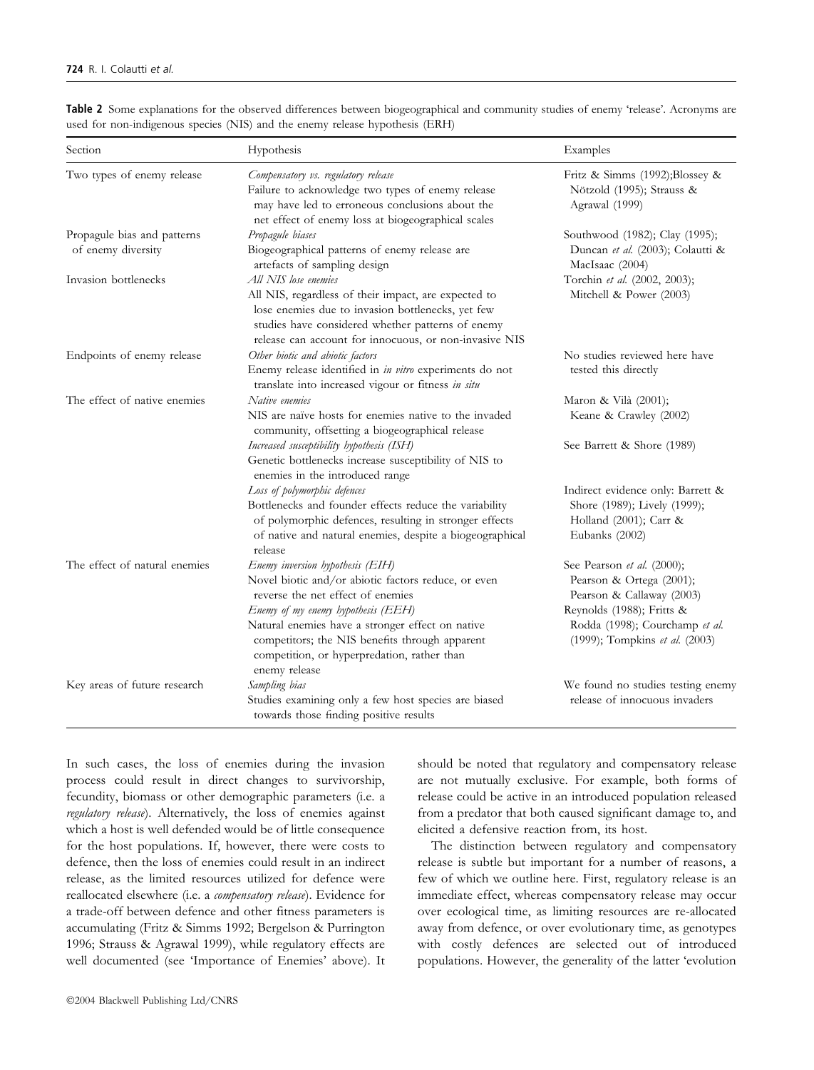**Table 2** Some explanations for the observed differences between biogeographical and community studies of enemy 'release'. Acronyms are used for non-indigenous species (NIS) and the enemy release hypothesis (ERH)

| Section | Hypothesis | Examples |
|---|---|---|
| Two types of enemy release | *Compensatory vs. regulatory release* Failure to acknowledge two types of enemy release may have led to erroneous conclusions about the net effect of enemy loss at biogeographical scales | Fritz & Simms (1992);Blossey & Nötzold (1995); Strauss & Agrawal (1999) |
| Propagule bias and patterns of enemy diversity | *Propagule biases* Biogeographical patterns of enemy release are artefacts of sampling design | Southwood (1982); Clay (1995); Duncan *et al.* (2003); Colautti & MacIsaac (2004) |
| Invasion bottlenecks | *All NIS lose enemies* All NIS, regardless of their impact, are expected to lose enemies due to invasion bottlenecks, yet few studies have considered whether patterns of enemy release can account for innocuous, or non-invasive NIS | Torchin *et al.* (2002, 2003); Mitchell & Power (2003) |
| Endpoints of enemy release | *Other biotic and abiotic factors* Enemy release identified in *in vitro* experiments do not translate into increased vigour or fitness *in situ* | No studies reviewed here have tested this directly |
| The effect of native enemies | *Native enemies* NIS are naïve hosts for enemies native to the invaded community, offsetting a biogeographical release | Maron & Vilà (2001); Keane & Crawley (2002) |
| | *Increased susceptibility hypothesis (ISH)* Genetic bottlenecks increase susceptibility of NIS to enemies in the introduced range | See Barrett & Shore (1989) |
| | *Loss of polymorphic defences* Bottlenecks and founder effects reduce the variability of polymorphic defences, resulting in stronger effects of native and natural enemies, despite a biogeographical release | Indirect evidence only: Barrett & Shore (1989); Lively (1999); Holland (2001); Carr & Eubanks (2002) |
| The effect of natural enemies | *Enemy inversion hypothesis (EIH)* Novel biotic and/or abiotic factors reduce, or even reverse the net effect of enemies | See Pearson *et al.* (2000); Pearson & Ortega (2001); Pearson & Callaway (2003) |
| | *Enemy of my enemy hypothesis (EEH)* Natural enemies have a stronger effect on native competitors; the NIS benefits through apparent competition, or hyperpredation, rather than enemy release | Reynolds (1988); Fritts & Rodda (1998); Courchamp *et al.* (1999); Tompkins *et al.* (2003) |
| Key areas of future research | *Sampling bias* Studies examining only a few host species are biased towards those finding positive results | We found no studies testing enemy release of innocuous invaders |

In such cases, the loss of enemies during the invasion process could result in direct changes to survivorship, fecundity, biomass or other demographic parameters (i.e. a *regulatory release*). Alternatively, the loss of enemies against which a host is well defended would be of little consequence for the host populations. If, however, there were costs to defence, then the loss of enemies could result in an indirect release, as the limited resources utilized for defence were reallocated elsewhere (i.e. a *compensatory release*). Evidence for a trade-off between defence and other fitness parameters is accumulating (Fritz & Simms 1992; Bergelson & Purrington 1996; Strauss & Agrawal 1999), while regulatory effects are well documented (see 'Importance of Enemies' above). It should be noted that regulatory and compensatory release are not mutually exclusive. For example, both forms of release could be active in an introduced population released from a predator that both caused significant damage to, and elicited a defensive reaction from, its host.

The distinction between regulatory and compensatory release is subtle but important for a number of reasons, a few of which we outline here. First, regulatory release is an immediate effect, whereas compensatory release may occur over ecological time, as limiting resources are re-allocated away from defence, or over evolutionary time, as genotypes with costly defences are selected out of introduced populations. However, the generality of the latter 'evolution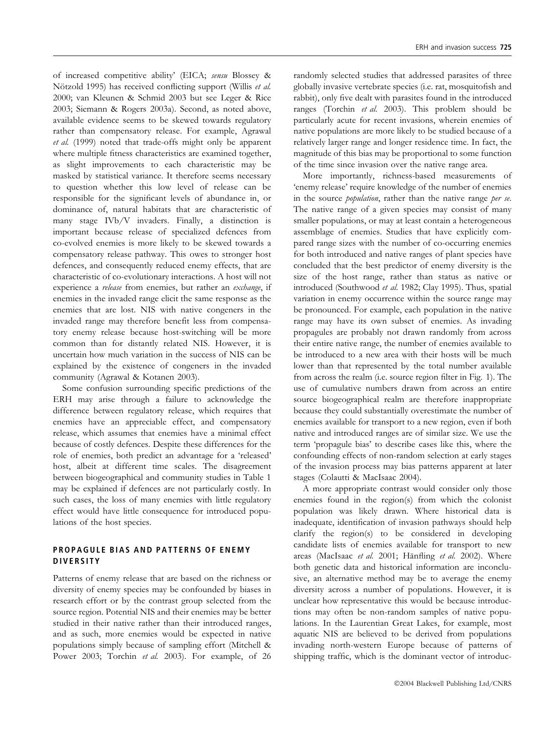of increased competitive ability' (EICA; *sensu* Blossey & Nötzold 1995) has received conflicting support (Willis *et al.* 2000; van Kleunen & Schmid 2003 but see Leger & Rice 2003; Siemann & Rogers 2003a). Second, as noted above, available evidence seems to be skewed towards regulatory rather than compensatory release. For example, Agrawal *et al.* (1999) noted that trade-offs might only be apparent where multiple fitness characteristics are examined together, as slight improvements to each characteristic may be masked by statistical variance. It therefore seems necessary to question whether this low level of release can be responsible for the significant levels of abundance in, or dominance of, natural habitats that are characteristic of many stage IVb/V invaders. Finally, a distinction is important because release of specialized defences from co-evolved enemies is more likely to be skewed towards a compensatory release pathway. This owes to stronger host defences, and consequently reduced enemy effects, that are characteristic of co-evolutionary interactions. A host will not experience a *release* from enemies, but rather an *exchange*, if enemies in the invaded range elicit the same response as the enemies that are lost. NIS with native congeners in the invaded range may therefore benefit less from compensatory enemy release because host-switching will be more common than for distantly related NIS. However, it is uncertain how much variation in the success of NIS can be explained by the existence of congeners in the invaded community (Agrawal & Kotanen 2003).

Some confusion surrounding specific predictions of the ERH may arise through a failure to acknowledge the difference between regulatory release, which requires that enemies have an appreciable effect, and compensatory release, which assumes that enemies have a minimal effect because of costly defences. Despite these differences for the role of enemies, both predict an advantage for a 'released' host, albeit at different time scales. The disagreement between biogeographical and community studies in Table 1 may be explained if defences are not particularly costly. In such cases, the loss of many enemies with little regulatory effect would have little consequence for introduced populations of the host species.

## PROPAGULE BIAS AND PATTERNS OF ENEMY DIVERSITY

Patterns of enemy release that are based on the richness or diversity of enemy species may be confounded by biases in research effort or by the contrast group selected from the source region. Potential NIS and their enemies may be better studied in their native rather than their introduced ranges, and as such, more enemies would be expected in native populations simply because of sampling effort (Mitchell & Power 2003; Torchin *et al.* 2003). For example, of 26 randomly selected studies that addressed parasites of three globally invasive vertebrate species (i.e. rat, mosquitofish and rabbit), only five dealt with parasites found in the introduced ranges (Torchin *et al.* 2003). This problem should be particularly acute for recent invasions, wherein enemies of native populations are more likely to be studied because of a relatively larger range and longer residence time. In fact, the magnitude of this bias may be proportional to some function of the time since invasion over the native range area.

More importantly, richness-based measurements of 'enemy release' require knowledge of the number of enemies in the source *population*, rather than the native range *per se*. The native range of a given species may consist of many smaller populations, or may at least contain a heterogeneous assemblage of enemies. Studies that have explicitly compared range sizes with the number of co-occurring enemies for both introduced and native ranges of plant species have concluded that the best predictor of enemy diversity is the size of the host range, rather than status as native or introduced (Southwood *et al.* 1982; Clay 1995). Thus, spatial variation in enemy occurrence within the source range may be pronounced. For example, each population in the native range may have its own subset of enemies. As invading propagules are probably not drawn randomly from across their entire native range, the number of enemies available to be introduced to a new area with their hosts will be much lower than that represented by the total number available from across the realm (i.e. source region filter in Fig. 1). The use of cumulative numbers drawn from across an entire source biogeographical realm are therefore inappropriate because they could substantially overestimate the number of enemies available for transport to a new region, even if both native and introduced ranges are of similar size. We use the term 'propagule bias' to describe cases like this, where the confounding effects of non-random selection at early stages of the invasion process may bias patterns apparent at later stages (Colautti & MacIsaac 2004).

A more appropriate contrast would consider only those enemies found in the region(s) from which the colonist population was likely drawn. Where historical data is inadequate, identification of invasion pathways should help clarify the region(s) to be considered in developing candidate lists of enemies available for transport to new areas (MacIsaac *et al.* 2001; Hänfling *et al.* 2002). Where both genetic data and historical information are inconclusive, an alternative method may be to average the enemy diversity across a number of populations. However, it is unclear how representative this would be because introductions may often be non-random samples of native populations. In the Laurentian Great Lakes, for example, most aquatic NIS are believed to be derived from populations invading north-western Europe because of patterns of shipping traffic, which is the dominant vector of introduc-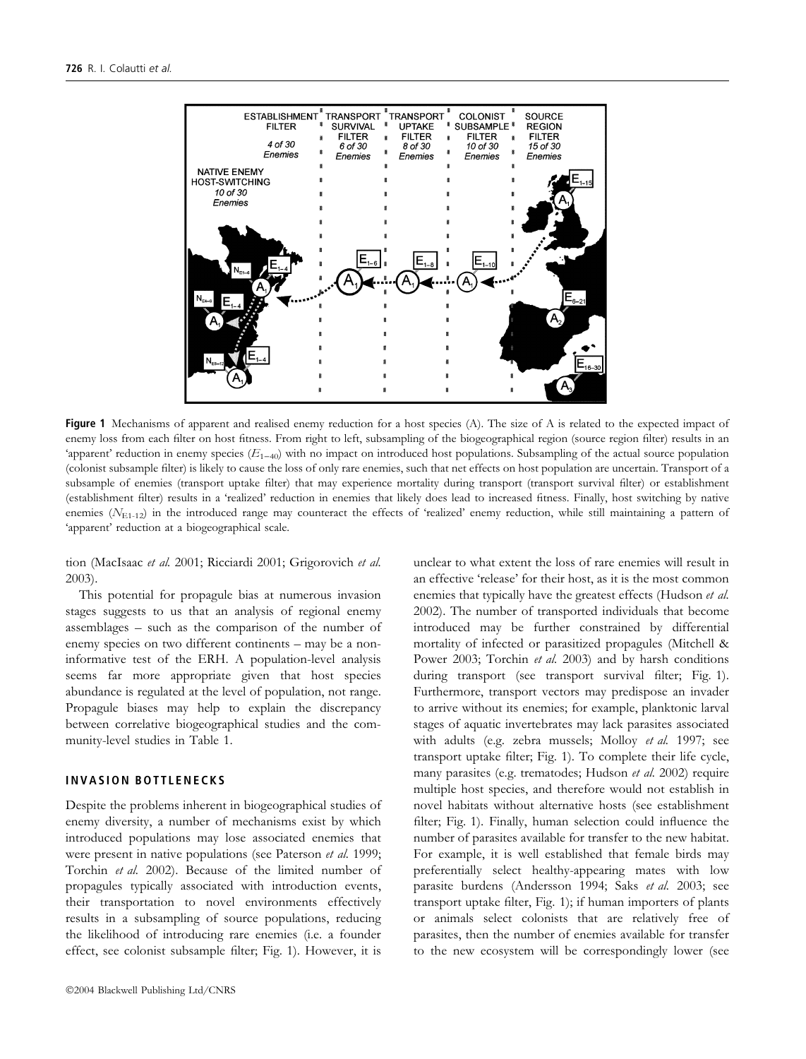**Figure 1** Mechanisms of apparent and realised enemy reduction for a host species (A). The size of A is related to the expected impact of enemy loss from each filter on host fitness. From right to left, subsampling of the biogeographical region (source region filter) results in an 'apparent' reduction in enemy species ($E_{1-40}$) with no impact on introduced host populations. Subsampling of the actual source population (colonist subsample filter) is likely to cause the loss of only rare enemies, such that net effects on host population are uncertain. Transport of a subsample of enemies (transport uptake filter) that may experience mortality during transport (transport survival filter) or establishment (establishment filter) results in a 'realized' reduction in enemies that likely does lead to increased fitness. Finally, host switching by native enemies ($N_{E1-12}$) in the introduced range may counteract the effects of 'realized' enemy reduction, while still maintaining a pattern of 'apparent' reduction at a biogeographical scale.

tion (MacIsaac *et al.* 2001; Ricciardi 2001; Grigorovich *et al.* 2003).

This potential for propagule bias at numerous invasion stages suggests to us that an analysis of regional enemy assemblages – such as the comparison of the number of enemy species on two different continents – may be a non-informative test of the ERH. A population-level analysis seems far more appropriate given that host species abundance is regulated at the level of population, not range. Propagule biases may help to explain the discrepancy between correlative biogeographical studies and the community-level studies in Table 1.

## INVASION BOTTLENECKS

Despite the problems inherent in biogeographical studies of enemy diversity, a number of mechanisms exist by which introduced populations may lose associated enemies that were present in native populations (see Paterson *et al.* 1999; Torchin *et al.* 2002). Because of the limited number of propagules typically associated with introduction events, their transportation to novel environments effectively results in a subsampling of source populations, reducing the likelihood of introducing rare enemies (i.e. a founder effect, see colonist subsample filter; Fig. 1). However, it is unclear to what extent the loss of rare enemies will result in an effective 'release' for their host, as it is the most common enemies that typically have the greatest effects (Hudson *et al.* 2002). The number of transported individuals that become introduced may be further constrained by differential mortality of infected or parasitized propagules (Mitchell & Power 2003; Torchin *et al.* 2003) and by harsh conditions during transport (see transport survival filter; Fig. 1). Furthermore, transport vectors may predispose an invader to arrive without its enemies; for example, planktonic larval stages of aquatic invertebrates may lack parasites associated with adults (e.g. zebra mussels; Molloy *et al.* 1997; see transport uptake filter; Fig. 1). To complete their life cycle, many parasites (e.g. trematodes; Hudson *et al.* 2002) require multiple host species, and therefore would not establish in novel habitats without alternative hosts (see establishment filter; Fig. 1). Finally, human selection could influence the number of parasites available for transfer to the new habitat. For example, it is well established that female birds may preferentially select healthy-appearing mates with low parasite burdens (Andersson 1994; Saks *et al.* 2003; see transport uptake filter, Fig. 1); if human importers of plants or animals select colonists that are relatively free of parasites, then the number of enemies available for transfer to the new ecosystem will be correspondingly lower (see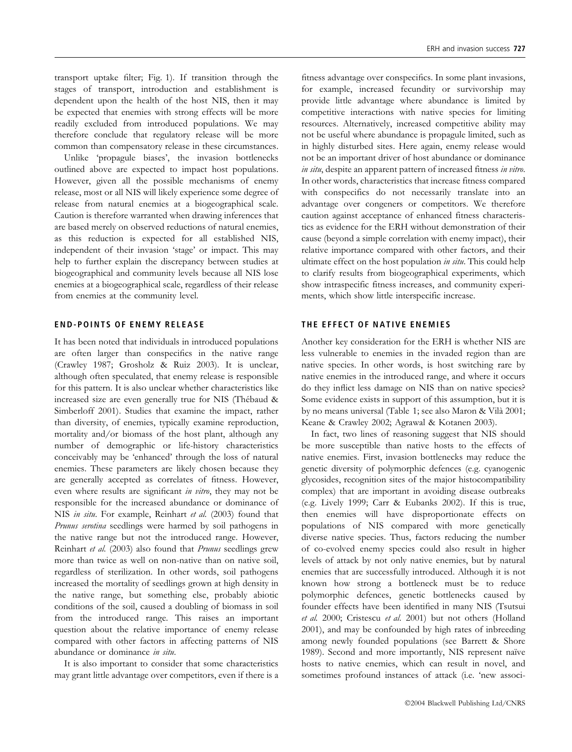transport uptake filter; Fig. 1). If transition through the stages of transport, introduction and establishment is dependent upon the health of the host NIS, then it may be expected that enemies with strong effects will be more readily excluded from introduced populations. We may therefore conclude that regulatory release will be more common than compensatory release in these circumstances.

Unlike 'propagule biases', the invasion bottlenecks outlined above are expected to impact host populations. However, given all the possible mechanisms of enemy release, most or all NIS will likely experience some degree of release from natural enemies at a biogeographical scale. Caution is therefore warranted when drawing inferences that are based merely on observed reductions of natural enemies, as this reduction is expected for all established NIS, independent of their invasion 'stage' or impact. This may help to further explain the discrepancy between studies at biogeographical and community levels because all NIS lose enemies at a biogeographical scale, regardless of their release from enemies at the community level.

## END-POINTS OF ENEMY RELEASE

It has been noted that individuals in introduced populations are often larger than conspecifics in the native range (Crawley 1987; Grosholz & Ruiz 2003). It is unclear, although often speculated, that enemy release is responsible for this pattern. It is also unclear whether characteristics like increased size are even generally true for NIS (Thébaud & Simberloff 2001). Studies that examine the impact, rather than diversity, of enemies, typically examine reproduction, mortality and/or biomass of the host plant, although any number of demographic or life-history characteristics conceivably may be 'enhanced' through the loss of natural enemies. These parameters are likely chosen because they are generally accepted as correlates of fitness. However, even where results are significant *in vitro*, they may not be responsible for the increased abundance or dominance of NIS *in situ*. For example, Reinhart *et al.* (2003) found that *Prunus serotina* seedlings were harmed by soil pathogens in the native range but not the introduced range. However, Reinhart *et al.* (2003) also found that *Prunus* seedlings grew more than twice as well on non-native than on native soil, regardless of sterilization. In other words, soil pathogens increased the mortality of seedlings grown at high density in the native range, but something else, probably abiotic conditions of the soil, caused a doubling of biomass in soil from the introduced range. This raises an important question about the relative importance of enemy release compared with other factors in affecting patterns of NIS abundance or dominance *in situ*.

It is also important to consider that some characteristics may grant little advantage over competitors, even if there is a fitness advantage over conspecifics. In some plant invasions, for example, increased fecundity or survivorship may provide little advantage where abundance is limited by competitive interactions with native species for limiting resources. Alternatively, increased competitive ability may not be useful where abundance is propagule limited, such as in highly disturbed sites. Here again, enemy release would not be an important driver of host abundance or dominance *in situ*, despite an apparent pattern of increased fitness *in vitro*. In other words, characteristics that increase fitness compared with conspecifics do not necessarily translate into an advantage over congeners or competitors. We therefore caution against acceptance of enhanced fitness characteristics as evidence for the ERH without demonstration of their cause (beyond a simple correlation with enemy impact), their relative importance compared with other factors, and their ultimate effect on the host population *in situ*. This could help to clarify results from biogeographical experiments, which show intraspecific fitness increases, and community experiments, which show little interspecific increase.

## THE EFFECT OF NATIVE ENEMIES

Another key consideration for the ERH is whether NIS are less vulnerable to enemies in the invaded region than are native species. In other words, is host switching rare by native enemies in the introduced range, and where it occurs do they inflict less damage on NIS than on native species? Some evidence exists in support of this assumption, but it is by no means universal (Table 1; see also Maron & Vilà 2001; Keane & Crawley 2002; Agrawal & Kotanen 2003).

In fact, two lines of reasoning suggest that NIS should be more susceptible than native hosts to the effects of native enemies. First, invasion bottlenecks may reduce the genetic diversity of polymorphic defences (e.g. cyanogenic glycosides, recognition sites of the major histocompatibility complex) that are important in avoiding disease outbreaks (e.g. Lively 1999; Carr & Eubanks 2002). If this is true, then enemies will have disproportionate effects on populations of NIS compared with more genetically diverse native species. Thus, factors reducing the number of co-evolved enemy species could also result in higher levels of attack by not only native enemies, but by natural enemies that are successfully introduced. Although it is not known how strong a bottleneck must be to reduce polymorphic defences, genetic bottlenecks caused by founder effects have been identified in many NIS (Tsutsui *et al.* 2000; Cristescu *et al.* 2001) but not others (Holland 2001), and may be confounded by high rates of inbreeding among newly founded populations (see Barrett & Shore 1989). Second and more importantly, NIS represent naïve hosts to native enemies, which can result in novel, and sometimes profound instances of attack (i.e. 'new associ-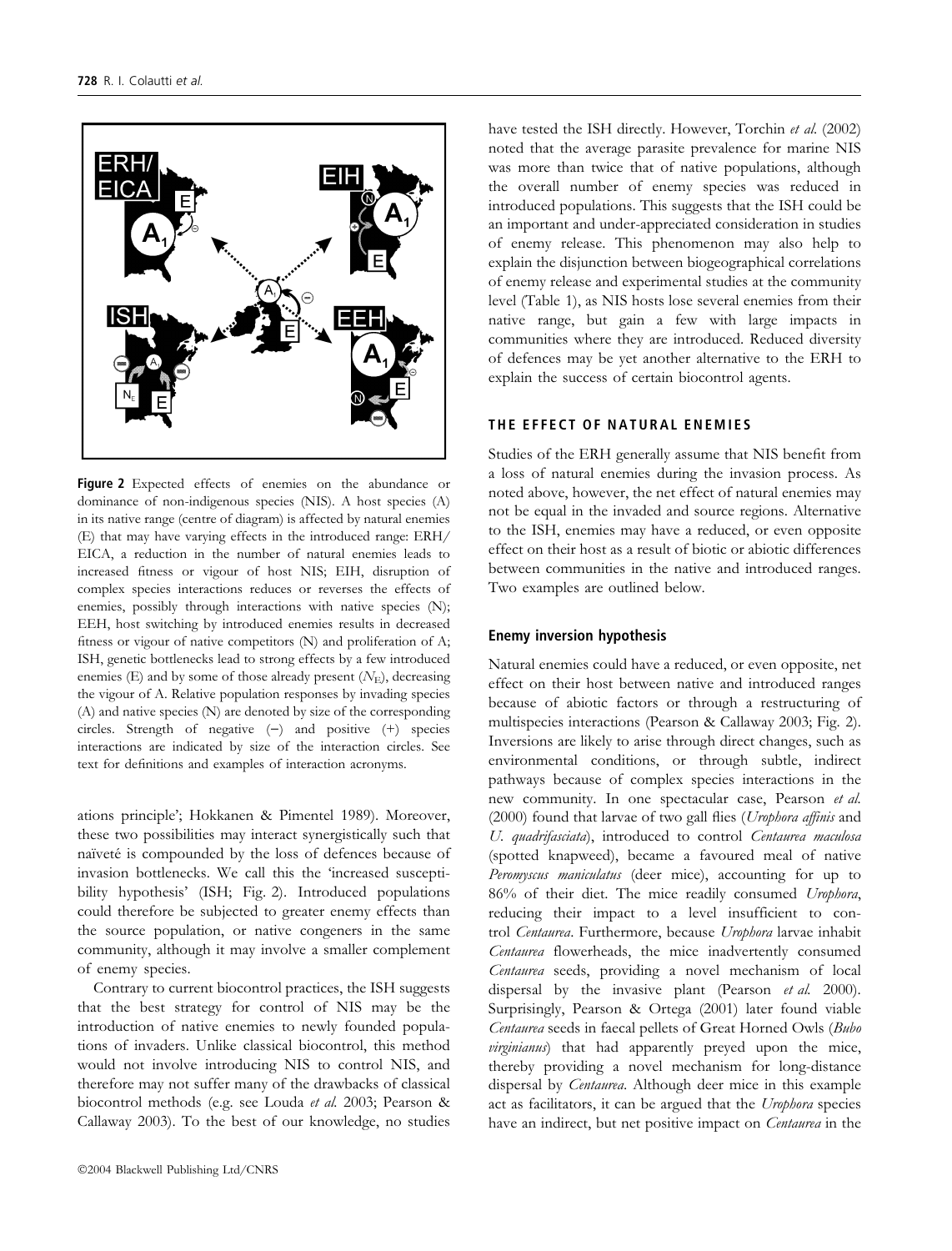Figure 2 Expected effects of enemies on the abundance or dominance of non-indigenous species (NIS). A host species (A) in its native range (centre of diagram) is affected by natural enemies (E) that may have varying effects in the introduced range: ERH/EICA, a reduction in the number of natural enemies leads to increased fitness or vigour of host NIS; EIH, disruption of complex species interactions reduces or reverses the effects of enemies, possibly through interactions with native species (N); EEH, host switching by introduced enemies results in decreased fitness or vigour of native competitors (N) and proliferation of A; ISH, genetic bottlenecks lead to strong effects by a few introduced enemies (E) and by some of those already present ($N_E$), decreasing the vigour of A. Relative population responses by invading species (A) and native species (N) are denoted by size of the corresponding circles. Strength of negative (−) and positive (+) species interactions are indicated by size of the interaction circles. See text for definitions and examples of interaction acronyms.

ations principle'; Hokkanen & Pimentel 1989). Moreover, these two possibilities may interact synergistically such that naïveté is compounded by the loss of defences because of invasion bottlenecks. We call this the 'increased susceptibility hypothesis' (ISH; Fig. 2). Introduced populations could therefore be subjected to greater enemy effects than the source population, or native congeners in the same community, although it may involve a smaller complement of enemy species.

Contrary to current biocontrol practices, the ISH suggests that the best strategy for control of NIS may be the introduction of native enemies to newly founded populations of invaders. Unlike classical biocontrol, this method would not involve introducing NIS to control NIS, and therefore may not suffer many of the drawbacks of classical biocontrol methods (e.g. see Louda *et al.* 2003; Pearson & Callaway 2003). To the best of our knowledge, no studies have tested the ISH directly. However, Torchin *et al.* (2002) noted that the average parasite prevalence for marine NIS was more than twice that of native populations, although the overall number of enemy species was reduced in introduced populations. This suggests that the ISH could be an important and under-appreciated consideration in studies of enemy release. This phenomenon may also help to explain the disjunction between biogeographical correlations of enemy release and experimental studies at the community level (Table 1), as NIS hosts lose several enemies from their native range, but gain a few with large impacts in communities where they are introduced. Reduced diversity of defences may be yet another alternative to the ERH to explain the success of certain biocontrol agents.

## THE EFFECT OF NATURAL ENEMIES

Studies of the ERH generally assume that NIS benefit from a loss of natural enemies during the invasion process. As noted above, however, the net effect of natural enemies may not be equal in the invaded and source regions. Alternative to the ISH, enemies may have a reduced, or even opposite effect on their host as a result of biotic or abiotic differences between communities in the native and introduced ranges. Two examples are outlined below.

### Enemy inversion hypothesis

Natural enemies could have a reduced, or even opposite, net effect on their host between native and introduced ranges because of abiotic factors or through a restructuring of multispecies interactions (Pearson & Callaway 2003; Fig. 2). Inversions are likely to arise through direct changes, such as environmental conditions, or through subtle, indirect pathways because of complex species interactions in the new community. In one spectacular case, Pearson *et al.* (2000) found that larvae of two gall flies (*Urophora affinis* and *U. quadrifasciata*), introduced to control *Centaurea maculosa* (spotted knapweed), became a favoured meal of native *Peromyscus maniculatus* (deer mice), accounting for up to 86% of their diet. The mice readily consumed *Urophora*, reducing their impact to a level insufficient to control *Centaurea*. Furthermore, because *Urophora* larvae inhabit *Centaurea* flowerheads, the mice inadvertently consumed *Centaurea* seeds, providing a novel mechanism of local dispersal by the invasive plant (Pearson *et al.* 2000). Surprisingly, Pearson & Ortega (2001) later found viable *Centaurea* seeds in faecal pellets of Great Horned Owls (*Bubo virginianus*) that had apparently preyed upon the mice, thereby providing a novel mechanism for long-distance dispersal by *Centaurea*. Although deer mice in this example act as facilitators, it can be argued that the *Urophora* species have an indirect, but net positive impact on *Centaurea* in the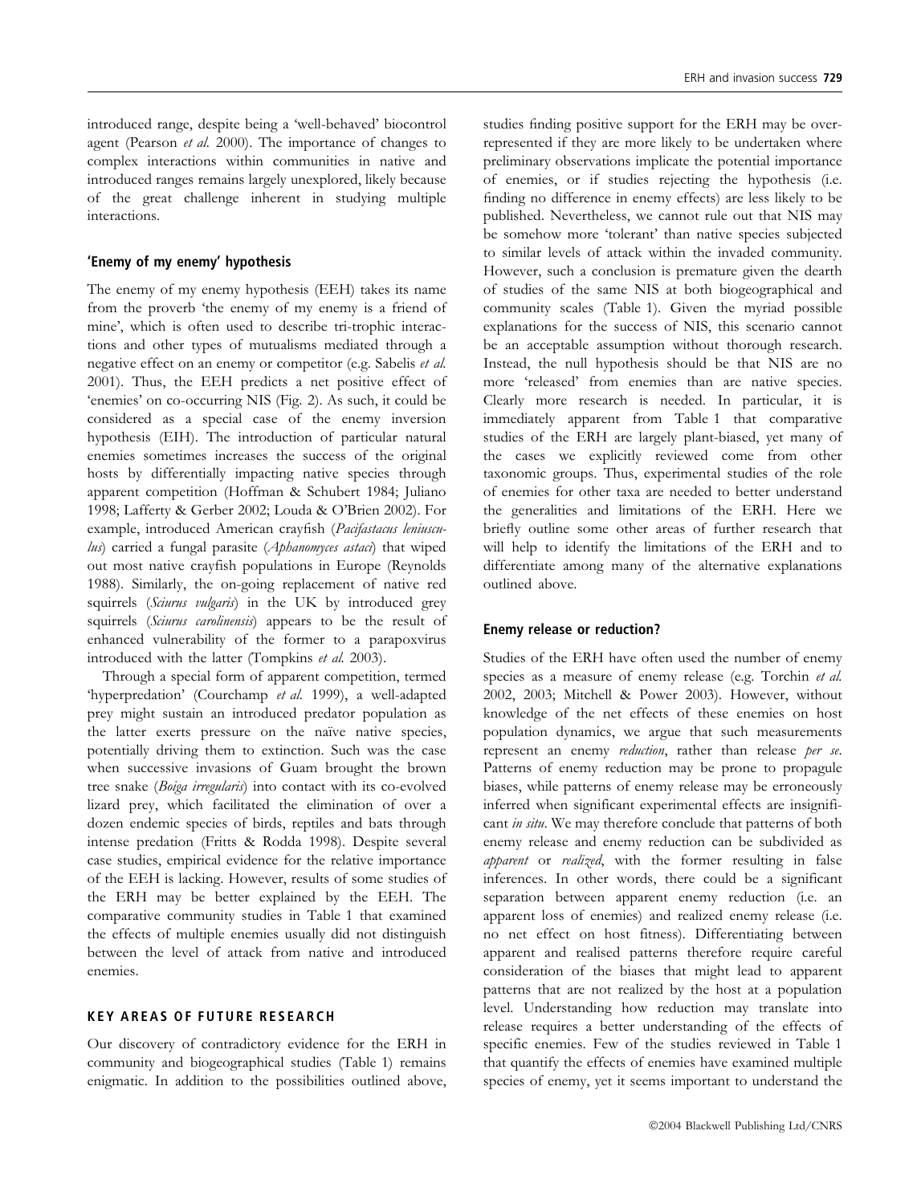introduced range, despite being a 'well-behaved' biocontrol agent (Pearson *et al.* 2000). The importance of changes to complex interactions within communities in native and introduced ranges remains largely unexplored, likely because of the great challenge inherent in studying multiple interactions.

### 'Enemy of my enemy' hypothesis

The enemy of my enemy hypothesis (EEH) takes its name from the proverb 'the enemy of my enemy is a friend of mine', which is often used to describe tri-trophic interactions and other types of mutualisms mediated through a negative effect on an enemy or competitor (e.g. Sabelis *et al.* 2001). Thus, the EEH predicts a net positive effect of 'enemies' on co-occurring NIS (Fig. 2). As such, it could be considered as a special case of the enemy inversion hypothesis (EIH). The introduction of particular natural enemies sometimes increases the success of the original hosts by differentially impacting native species through apparent competition (Hoffman & Schubert 1984; Juliano 1998; Lafferty & Gerber 2002; Louda & O'Brien 2002). For example, introduced American crayfish (*Pacifastacus leniusculus*) carried a fungal parasite (*Aphanomyces astaci*) that wiped out most native crayfish populations in Europe (Reynolds 1988). Similarly, the on-going replacement of native red squirrels (*Sciurus vulgaris*) in the UK by introduced grey squirrels (*Sciurus carolinensis*) appears to be the result of enhanced vulnerability of the former to a parapoxvirus introduced with the latter (Tompkins *et al.* 2003).

Through a special form of apparent competition, termed 'hyperpredation' (Courchamp *et al.* 1999), a well-adapted prey might sustain an introduced predator population as the latter exerts pressure on the naïve native species, potentially driving them to extinction. Such was the case when successive invasions of Guam brought the brown tree snake (*Boiga irregularis*) into contact with its co-evolved lizard prey, which facilitated the elimination of over a dozen endemic species of birds, reptiles and bats through intense predation (Fritts & Rodda 1998). Despite several case studies, empirical evidence for the relative importance of the EEH is lacking. However, results of some studies of the ERH may be better explained by the EEH. The comparative community studies in Table 1 that examined the effects of multiple enemies usually did not distinguish between the level of attack from native and introduced enemies.

## KEY AREAS OF FUTURE RESEARCH

Our discovery of contradictory evidence for the ERH in community and biogeographical studies (Table 1) remains enigmatic. In addition to the possibilities outlined above, studies finding positive support for the ERH may be over-represented if they are more likely to be undertaken where preliminary observations implicate the potential importance of enemies, or if studies rejecting the hypothesis (i.e. finding no difference in enemy effects) are less likely to be published. Nevertheless, we cannot rule out that NIS may be somehow more 'tolerant' than native species subjected to similar levels of attack within the invaded community. However, such a conclusion is premature given the dearth of studies of the same NIS at both biogeographical and community scales (Table 1). Given the myriad possible explanations for the success of NIS, this scenario cannot be an acceptable assumption without thorough research. Instead, the null hypothesis should be that NIS are no more 'released' from enemies than are native species. Clearly more research is needed. In particular, it is immediately apparent from Table 1 that comparative studies of the ERH are largely plant-biased, yet many of the cases we explicitly reviewed come from other taxonomic groups. Thus, experimental studies of the role of enemies for other taxa are needed to better understand the generalities and limitations of the ERH. Here we briefly outline some other areas of further research that will help to identify the limitations of the ERH and to differentiate among many of the alternative explanations outlined above.

### Enemy release or reduction?

Studies of the ERH have often used the number of enemy species as a measure of enemy release (e.g. Torchin *et al.* 2002, 2003; Mitchell & Power 2003). However, without knowledge of the net effects of these enemies on host population dynamics, we argue that such measurements represent an enemy *reduction*, rather than release *per se*. Patterns of enemy reduction may be prone to propagule biases, while patterns of enemy release may be erroneously inferred when significant experimental effects are insignificant *in situ*. We may therefore conclude that patterns of both enemy release and enemy reduction can be subdivided as *apparent* or *realized*, with the former resulting in false inferences. In other words, there could be a significant separation between apparent enemy reduction (i.e. an apparent loss of enemies) and realized enemy release (i.e. no net effect on host fitness). Differentiating between apparent and realised patterns therefore require careful consideration of the biases that might lead to apparent patterns that are not realized by the host at a population level. Understanding how reduction may translate into release requires a better understanding of the effects of specific enemies. Few of the studies reviewed in Table 1 that quantify the effects of enemies have examined multiple species of enemy, yet it seems important to understand the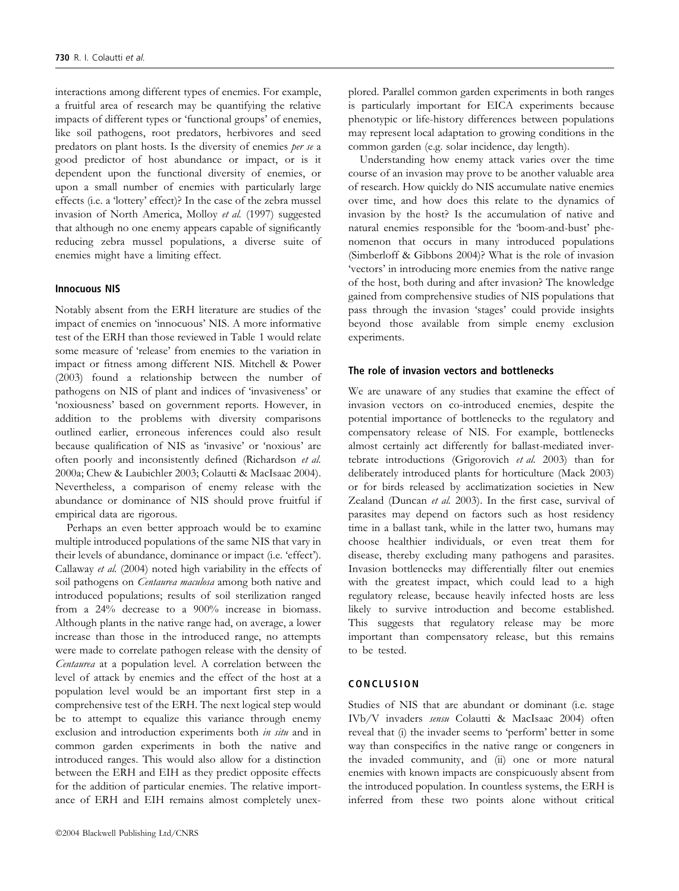interactions among different types of enemies. For example, a fruitful area of research may be quantifying the relative impacts of different types or 'functional groups' of enemies, like soil pathogens, root predators, herbivores and seed predators on plant hosts. Is the diversity of enemies *per se* a good predictor of host abundance or impact, or is it dependent upon the functional diversity of enemies, or upon a small number of enemies with particularly large effects (i.e. a 'lottery' effect)? In the case of the zebra mussel invasion of North America, Molloy *et al.* (1997) suggested that although no one enemy appears capable of significantly reducing zebra mussel populations, a diverse suite of enemies might have a limiting effect.

### Innocuous NIS

Notably absent from the ERH literature are studies of the impact of enemies on 'innocuous' NIS. A more informative test of the ERH than those reviewed in Table 1 would relate some measure of 'release' from enemies to the variation in impact or fitness among different NIS. Mitchell & Power (2003) found a relationship between the number of pathogens on NIS of plant and indices of 'invasiveness' or 'noxiousness' based on government reports. However, in addition to the problems with diversity comparisons outlined earlier, erroneous inferences could also result because qualification of NIS as 'invasive' or 'noxious' are often poorly and inconsistently defined (Richardson *et al.* 2000a; Chew & Laubichler 2003; Colautti & MacIsaac 2004). Nevertheless, a comparison of enemy release with the abundance or dominance of NIS should prove fruitful if empirical data are rigorous.

Perhaps an even better approach would be to examine multiple introduced populations of the same NIS that vary in their levels of abundance, dominance or impact (i.e. 'effect'). Callaway *et al.* (2004) noted high variability in the effects of soil pathogens on *Centaurea maculosa* among both native and introduced populations; results of soil sterilization ranged from a 24% decrease to a 900% increase in biomass. Although plants in the native range had, on average, a lower increase than those in the introduced range, no attempts were made to correlate pathogen release with the density of *Centaurea* at a population level. A correlation between the level of attack by enemies and the effect of the host at a population level would be an important first step in a comprehensive test of the ERH. The next logical step would be to attempt to equalize this variance through enemy exclusion and introduction experiments both *in situ* and in common garden experiments in both the native and introduced ranges. This would also allow for a distinction between the ERH and EIH as they predict opposite effects for the addition of particular enemies. The relative importance of ERH and EIH remains almost completely unexplored. Parallel common garden experiments in both ranges is particularly important for EICA experiments because phenotypic or life-history differences between populations may represent local adaptation to growing conditions in the common garden (e.g. solar incidence, day length).

Understanding how enemy attack varies over the time course of an invasion may prove to be another valuable area of research. How quickly do NIS accumulate native enemies over time, and how does this relate to the dynamics of invasion by the host? Is the accumulation of native and natural enemies responsible for the 'boom-and-bust' phenomenon that occurs in many introduced populations (Simberloff & Gibbons 2004)? What is the role of invasion 'vectors' in introducing more enemies from the native range of the host, both during and after invasion? The knowledge gained from comprehensive studies of NIS populations that pass through the invasion 'stages' could provide insights beyond those available from simple enemy exclusion experiments.

### The role of invasion vectors and bottlenecks

We are unaware of any studies that examine the effect of invasion vectors on co-introduced enemies, despite the potential importance of bottlenecks to the regulatory and compensatory release of NIS. For example, bottlenecks almost certainly act differently for ballast-mediated invertebrate introductions (Grigorovich *et al.* 2003) than for deliberately introduced plants for horticulture (Mack 2003) or for birds released by acclimatization societies in New Zealand (Duncan *et al.* 2003). In the first case, survival of parasites may depend on factors such as host residency time in a ballast tank, while in the latter two, humans may choose healthier individuals, or even treat them for disease, thereby excluding many pathogens and parasites. Invasion bottlenecks may differentially filter out enemies with the greatest impact, which could lead to a high regulatory release, because heavily infected hosts are less likely to survive introduction and become established. This suggests that regulatory release may be more important than compensatory release, but this remains to be tested.

## CONCLUSION

Studies of NIS that are abundant or dominant (i.e. stage IVb/V invaders *sensu* Colautti & MacIsaac 2004) often reveal that (i) the invader seems to 'perform' better in some way than conspecifics in the native range or congeners in the invaded community, and (ii) one or more natural enemies with known impacts are conspicuously absent from the introduced population. In countless systems, the ERH is inferred from these two points alone without critical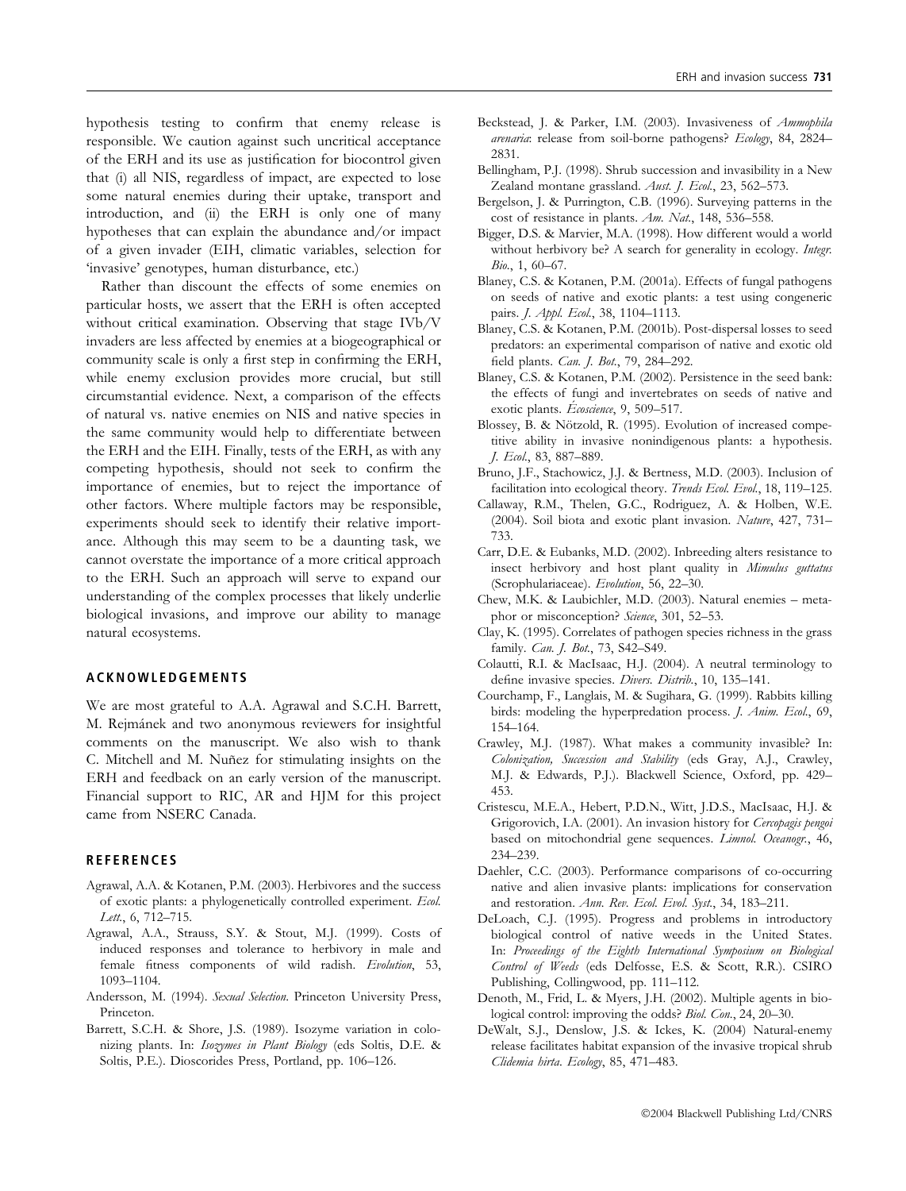hypothesis testing to confirm that enemy release is responsible. We caution against such uncritical acceptance of the ERH and its use as justification for biocontrol given that (i) all NIS, regardless of impact, are expected to lose some natural enemies during their uptake, transport and introduction, and (ii) the ERH is only one of many hypotheses that can explain the abundance and/or impact of a given invader (EIH, climatic variables, selection for 'invasive' genotypes, human disturbance, etc.)

Rather than discount the effects of some enemies on particular hosts, we assert that the ERH is often accepted without critical examination. Observing that stage IVb/V invaders are less affected by enemies at a biogeographical or community scale is only a first step in confirming the ERH, while enemy exclusion provides more crucial, but still circumstantial evidence. Next, a comparison of the effects of natural vs. native enemies on NIS and native species in the same community would help to differentiate between the ERH and the EIH. Finally, tests of the ERH, as with any competing hypothesis, should not seek to confirm the importance of enemies, but to reject the importance of other factors. Where multiple factors may be responsible, experiments should seek to identify their relative importance. Although this may seem to be a daunting task, we cannot overstate the importance of a more critical approach to the ERH. Such an approach will serve to expand our understanding of the complex processes that likely underlie biological invasions, and improve our ability to manage natural ecosystems.

## ACKNOWLEDGEMENTS

We are most grateful to A.A. Agrawal and S.C.H. Barrett, M. Rejmánek and two anonymous reviewers for insightful comments on the manuscript. We also wish to thank C. Mitchell and M. Nuñez for stimulating insights on the ERH and feedback on an early version of the manuscript. Financial support to RIC, AR and HJM for this project came from NSERC Canada.

## REFERENCES

Agrawal, A.A. & Kotanen, P.M. (2003). Herbivores and the success of exotic plants: a phylogenetically controlled experiment. *Ecol. Lett.*, 6, 712–715.

Agrawal, A.A., Strauss, S.Y. & Stout, M.J. (1999). Costs of induced responses and tolerance to herbivory in male and female fitness components of wild radish. *Evolution*, 53, 1093–1104.

Andersson, M. (1994). *Sexual Selection*. Princeton University Press, Princeton.

Barrett, S.C.H. & Shore, J.S. (1989). Isozyme variation in colonizing plants. In: *Isozymes in Plant Biology* (eds Soltis, D.E. & Soltis, P.E.). Dioscorides Press, Portland, pp. 106–126.

Beckstead, J. & Parker, I.M. (2003). Invasiveness of *Ammophila arenaria*: release from soil-borne pathogens? *Ecology*, 84, 2824–2831.

Bellingham, P.J. (1998). Shrub succession and invasibility in a New Zealand montane grassland. *Aust. J. Ecol.*, 23, 562–573.

Bergelson, J. & Purrington, C.B. (1996). Surveying patterns in the cost of resistance in plants. *Am. Nat.*, 148, 536–558.

Bigger, D.S. & Marvier, M.A. (1998). How different would a world without herbivory be? A search for generality in ecology. *Integr. Bio.*, 1, 60–67.

Blaney, C.S. & Kotanen, P.M. (2001a). Effects of fungal pathogens on seeds of native and exotic plants: a test using congeneric pairs. *J. Appl. Ecol.*, 38, 1104–1113.

Blaney, C.S. & Kotanen, P.M. (2001b). Post-dispersal losses to seed predators: an experimental comparison of native and exotic old field plants. *Can. J. Bot.*, 79, 284–292.

Blaney, C.S. & Kotanen, P.M. (2002). Persistence in the seed bank: the effects of fungi and invertebrates on seeds of native and exotic plants. *Écoscience*, 9, 509–517.

Blossey, B. & Nötzold, R. (1995). Evolution of increased competitive ability in invasive nonindigenous plants: a hypothesis. *J. Ecol.*, 83, 887–889.

Bruno, J.F., Stachowicz, J.J. & Bertness, M.D. (2003). Inclusion of facilitation into ecological theory. *Trends Ecol. Evol.*, 18, 119–125.

Callaway, R.M., Thelen, G.C., Rodriguez, A. & Holben, W.E. (2004). Soil biota and exotic plant invasion. *Nature*, 427, 731–733.

Carr, D.E. & Eubanks, M.D. (2002). Inbreeding alters resistance to insect herbivory and host plant quality in *Mimulus guttatus* (Scrophulariaceae). *Evolution*, 56, 22–30.

Chew, M.K. & Laubichler, M.D. (2003). Natural enemies – metaphor or misconception? *Science*, 301, 52–53.

Clay, K. (1995). Correlates of pathogen species richness in the grass family. *Can. J. Bot.*, 73, S42–S49.

Colautti, R.I. & MacIsaac, H.J. (2004). A neutral terminology to define invasive species. *Divers. Distrib.*, 10, 135–141.

Courchamp, F., Langlais, M. & Sugihara, G. (1999). Rabbits killing birds: modeling the hyperpredation process. *J. Anim. Ecol.*, 69, 154–164.

Crawley, M.J. (1987). What makes a community invasible? In: *Colonization, Succession and Stability* (eds Gray, A.J., Crawley, M.J. & Edwards, P.J.). Blackwell Science, Oxford, pp. 429–453.

Cristescu, M.E.A., Hebert, P.D.N., Witt, J.D.S., MacIsaac, H.J. & Grigorovich, I.A. (2001). An invasion history for *Cercopagis pengoi* based on mitochondrial gene sequences. *Limnol. Oceanogr.*, 46, 234–239.

Daehler, C.C. (2003). Performance comparisons of co-occurring native and alien invasive plants: implications for conservation and restoration. *Ann. Rev. Ecol. Evol. Syst.*, 34, 183–211.

DeLoach, C.J. (1995). Progress and problems in introductory biological control of native weeds in the United States. In: *Proceedings of the Eighth International Symposium on Biological Control of Weeds* (eds Delfosse, E.S. & Scott, R.R.). CSIRO Publishing, Collingwood, pp. 111–112.

Denoth, M., Frid, L. & Myers, J.H. (2002). Multiple agents in biological control: improving the odds? *Biol. Con.*, 24, 20–30.

DeWalt, S.J., Denslow, J.S. & Ickes, K. (2004) Natural-enemy release facilitates habitat expansion of the invasive tropical shrub *Clidemia hirta*. *Ecology*, 85, 471–483.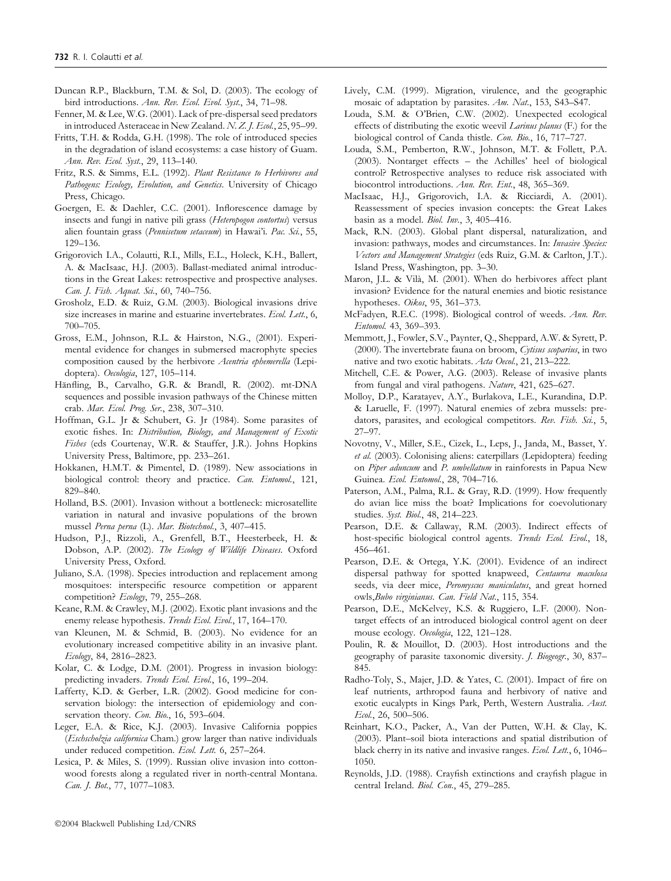Duncan R.P., Blackburn, T.M. & Sol, D. (2003). The ecology of bird introductions. *Ann. Rev. Ecol. Evol. Syst.*, 34, 71–98.

Fenner, M. & Lee, W.G. (2001). Lack of pre-dispersal seed predators in introduced Asteraceae in New Zealand. *N. Z. J. Ecol.*, 25, 95–99.

Fritts, T.H. & Rodda, G.H. (1998). The role of introduced species in the degradation of island ecosystems: a case history of Guam. *Ann. Rev. Ecol. Syst.*, 29, 113–140.

Fritz, R.S. & Simms, E.L. (1992). *Plant Resistance to Herbivores and Pathogens: Ecology, Evolution, and Genetics*. University of Chicago Press, Chicago.

Goergen, E. & Daehler, C.C. (2001). Inflorescence damage by insects and fungi in native pili grass (*Heteropogon contortus*) versus alien fountain grass (*Pennisetum setaceum*) in Hawai'i. *Pac. Sci.*, 55, 129–136.

Grigorovich I.A., Colautti, R.I., Mills, E.L., Holeck, K.H., Ballert, A. & MacIsaac, H.J. (2003). Ballast-mediated animal introductions in the Great Lakes: retrospective and prospective analyses. *Can. J. Fish. Aquat. Sci.*, 60, 740–756.

Grosholz, E.D. & Ruiz, G.M. (2003). Biological invasions drive size increases in marine and estuarine invertebrates. *Ecol. Lett.*, 6, 700–705.

Gross, E.M., Johnson, R.L. & Hairston, N.G., (2001). Experimental evidence for changes in submersed macrophyte species composition caused by the herbivore *Acentria ephemerella* (Lepidoptera). *Oecologia*, 127, 105–114.

Hänfling, B., Carvalho, G.R. & Brandl, R. (2002). mt-DNA sequences and possible invasion pathways of the Chinese mitten crab. *Mar. Ecol. Prog. Ser.*, 238, 307–310.

Hoffman, G.L. Jr & Schubert, G. Jr (1984). Some parasites of exotic fishes. In: *Distribution, Biology, and Management of Exotic Fishes* (eds Courtenay, W.R. & Stauffer, J.R.). Johns Hopkins University Press, Baltimore, pp. 233–261.

Hokkanen, H.M.T. & Pimentel, D. (1989). New associations in biological control: theory and practice. *Can. Entomol.*, 121, 829–840.

Holland, B.S. (2001). Invasion without a bottleneck: microsatellite variation in natural and invasive populations of the brown mussel *Perna perna* (L). *Mar. Biotechnol.*, 3, 407–415.

Hudson, P.J., Rizzoli, A., Grenfell, B.T., Heesterbeek, H. & Dobson, A.P. (2002). *The Ecology of Wildlife Diseases*. Oxford University Press, Oxford.

Juliano, S.A. (1998). Species introduction and replacement among mosquitoes: interspecific resource competition or apparent competition? *Ecology*, 79, 255–268.

Keane, R.M. & Crawley, M.J. (2002). Exotic plant invasions and the enemy release hypothesis. *Trends Ecol. Evol.*, 17, 164–170.

van Kleunen, M. & Schmid, B. (2003). No evidence for an evolutionary increased competitive ability in an invasive plant. *Ecology*, 84, 2816–2823.

Kolar, C. & Lodge, D.M. (2001). Progress in invasion biology: predicting invaders. *Trends Ecol. Evol.*, 16, 199–204.

Lafferty, K.D. & Gerber, L.R. (2002). Good medicine for conservation biology: the intersection of epidemiology and conservation theory. *Con. Bio.*, 16, 593–604.

Leger, E.A. & Rice, K.J. (2003). Invasive California poppies (*Eschscholzia californica* Cham.) grow larger than native individuals under reduced competition. *Ecol. Lett.* 6, 257–264.

Lesica, P. & Miles, S. (1999). Russian olive invasion into cottonwood forests along a regulated river in north-central Montana. *Can. J. Bot.*, 77, 1077–1083.

Lively, C.M. (1999). Migration, virulence, and the geographic mosaic of adaptation by parasites. *Am. Nat.*, 153, S43–S47.

Louda, S.M. & O'Brien, C.W. (2002). Unexpected ecological effects of distributing the exotic weevil *Larinus planus* (F.) for the biological control of Canda thistle. *Con. Bio.*, 16, 717–727.

Louda, S.M., Pemberton, R.W., Johnson, M.T. & Follett, P.A. (2003). Nontarget effects – the Achilles' heel of biological control? Retrospective analyses to reduce risk associated with biocontrol introductions. *Ann. Rev. Ent.*, 48, 365–369.

MacIsaac, H.J., Grigorovich, I.A. & Ricciardi, A. (2001). Reassessment of species invasion concepts: the Great Lakes basin as a model. *Biol. Inv.*, 3, 405–416.

Mack, R.N. (2003). Global plant dispersal, naturalization, and invasion: pathways, modes and circumstances. In: *Invasive Species: Vectors and Management Strategies* (eds Ruiz, G.M. & Carlton, J.T.). Island Press, Washington, pp. 3–30.

Maron, J.L. & Vilà, M. (2001). When do herbivores affect plant invasion? Evidence for the natural enemies and biotic resistance hypotheses. *Oikos*, 95, 361–373.

McFadyen, R.E.C. (1998). Biological control of weeds. *Ann. Rev. Entomol.* 43, 369–393.

Memmott, J., Fowler, S.V., Paynter, Q., Sheppard, A.W. & Syrett, P. (2000). The invertebrate fauna on broom, *Cytisus scoparius*, in two native and two exotic habitats. *Acta Oecol.*, 21, 213–222.

Mitchell, C.E. & Power, A.G. (2003). Release of invasive plants from fungal and viral pathogens. *Nature*, 421, 625–627.

Molloy, D.P., Karatayev, A.Y., Burlakova, L.E., Kurandina, D.P. & Laruelle, F. (1997). Natural enemies of zebra mussels: predators, parasites, and ecological competitors. *Rev. Fish. Sci.*, 5, 27–97.

Novotny, V., Miller, S.E., Cizek, L., Leps, J., Janda, M., Basset, Y. *et al.* (2003). Colonising aliens: caterpillars (Lepidoptera) feeding on *Piper aduncum* and *P. umbellatum* in rainforests in Papua New Guinea. *Ecol. Entomol.*, 28, 704–716.

Paterson, A.M., Palma, R.L. & Gray, R.D. (1999). How frequently do avian lice miss the boat? Implications for coevolutionary studies. *Syst. Biol.*, 48, 214–223.

Pearson, D.E. & Callaway, R.M. (2003). Indirect effects of host-specific biological control agents. *Trends Ecol. Evol.*, 18, 456–461.

Pearson, D.E. & Ortega, Y.K. (2001). Evidence of an indirect dispersal pathway for spotted knapweed, *Centaurea maculosa* seeds, via deer mice, *Peromyscus maniculatus*, and great horned owls, *Bubo virginianus*. *Can. Field Nat.*, 115, 354.

Pearson, D.E., McKelvey, K.S. & Ruggiero, L.F. (2000). Non-target effects of an introduced biological control agent on deer mouse ecology. *Oecologia*, 122, 121–128.

Poulin, R. & Mouillot, D. (2003). Host introductions and the geography of parasite taxonomic diversity. *J. Biogeogr.*, 30, 837–845.

Radho-Toly, S., Majer, J.D. & Yates, C. (2001). Impact of fire on leaf nutrients, arthropod fauna and herbivory of native and exotic eucalypts in Kings Park, Perth, Western Australia. *Aust. Ecol.*, 26, 500–506.

Reinhart, K.O., Packer, A., Van der Putten, W.H. & Clay, K. (2003). Plant–soil biota interactions and spatial distribution of black cherry in its native and invasive ranges. *Ecol. Lett.*, 6, 1046–1050.

Reynolds, J.D. (1988). Crayfish extinctions and crayfish plague in central Ireland. *Biol. Con.*, 45, 279–285.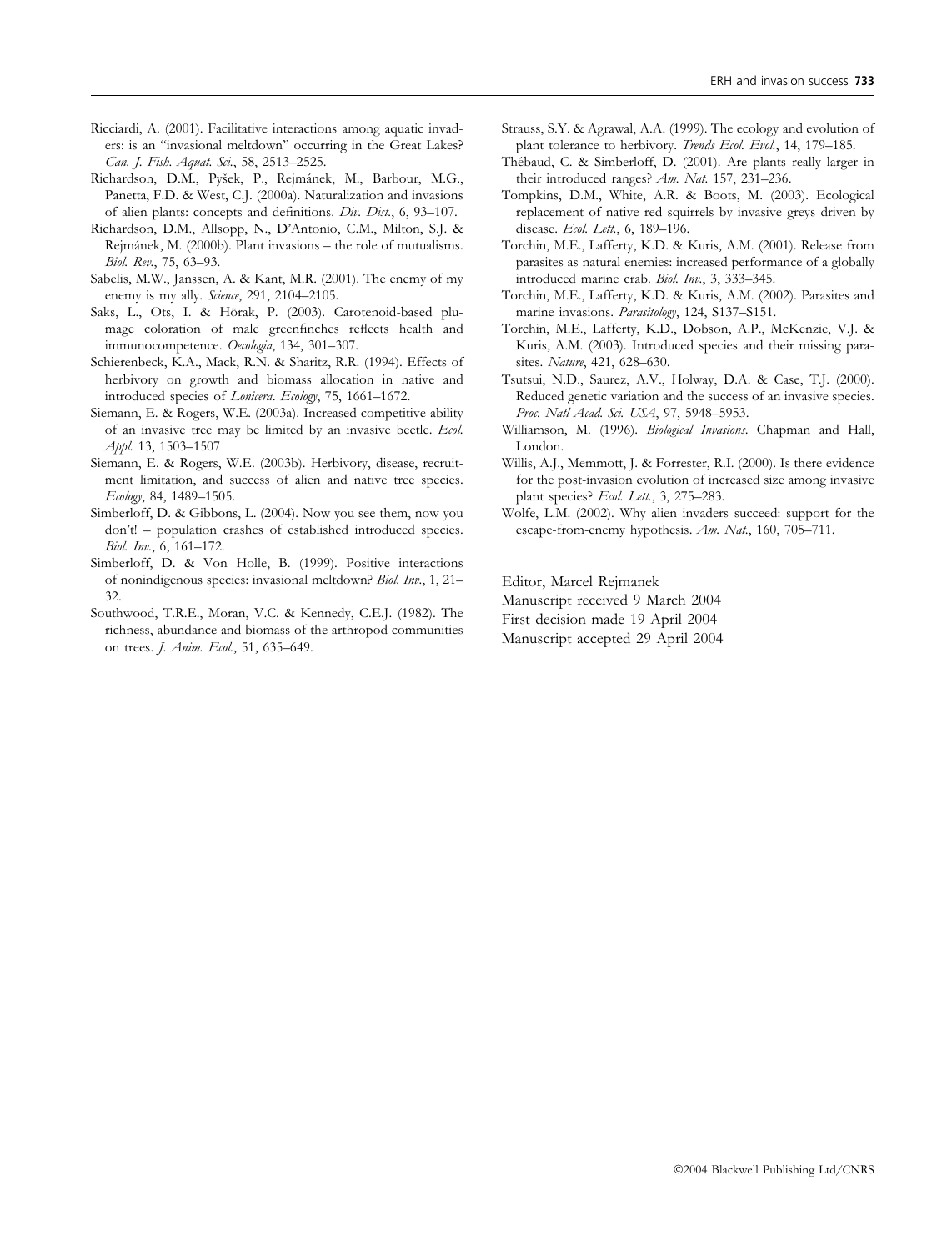Ricciardi, A. (2001). Facilitative interactions among aquatic invaders: is an "invasional meltdown" occurring in the Great Lakes? *Can. J. Fish. Aquat. Sci.*, 58, 2513–2525.

Richardson, D.M., Pyšek, P., Rejmánek, M., Barbour, M.G., Panetta, F.D. & West, C.J. (2000a). Naturalization and invasions of alien plants: concepts and definitions. *Div. Dist.*, 6, 93–107.

Richardson, D.M., Allsopp, N., D'Antonio, C.M., Milton, S.J. & Rejmánek, M. (2000b). Plant invasions – the role of mutualisms. *Biol. Rev.*, 75, 63–93.

Sabelis, M.W., Janssen, A. & Kant, M.R. (2001). The enemy of my enemy is my ally. *Science*, 291, 2104–2105.

Saks, L., Ots, I. & Hõrak, P. (2003). Carotenoid-based plumage coloration of male greenfinches reflects health and immunocompetence. *Oecologia*, 134, 301–307.

Schierenbeck, K.A., Mack, R.N. & Sharitz, R.R. (1994). Effects of herbivory on growth and biomass allocation in native and introduced species of *Lonicera*. *Ecology*, 75, 1661–1672.

Siemann, E. & Rogers, W.E. (2003a). Increased competitive ability of an invasive tree may be limited by an invasive beetle. *Ecol. Appl.* 13, 1503–1507

Siemann, E. & Rogers, W.E. (2003b). Herbivory, disease, recruitment limitation, and success of alien and native tree species. *Ecology*, 84, 1489–1505.

Simberloff, D. & Gibbons, L. (2004). Now you see them, now you don't! – population crashes of established introduced species. *Biol. Inv.*, 6, 161–172.

Simberloff, D. & Von Holle, B. (1999). Positive interactions of nonindigenous species: invasional meltdown? *Biol. Inv.*, 1, 21–32.

Southwood, T.R.E., Moran, V.C. & Kennedy, C.E.J. (1982). The richness, abundance and biomass of the arthropod communities on trees. *J. Anim. Ecol.*, 51, 635–649.

Strauss, S.Y. & Agrawal, A.A. (1999). The ecology and evolution of plant tolerance to herbivory. *Trends Ecol. Evol.*, 14, 179–185.

Thébaud, C. & Simberloff, D. (2001). Are plants really larger in their introduced ranges? *Am. Nat.* 157, 231–236.

Tompkins, D.M., White, A.R. & Boots, M. (2003). Ecological replacement of native red squirrels by invasive greys driven by disease. *Ecol. Lett.*, 6, 189–196.

Torchin, M.E., Lafferty, K.D. & Kuris, A.M. (2001). Release from parasites as natural enemies: increased performance of a globally introduced marine crab. *Biol. Inv.*, 3, 333–345.

Torchin, M.E., Lafferty, K.D. & Kuris, A.M. (2002). Parasites and marine invasions. *Parasitology*, 124, S137–S151.

Torchin, M.E., Lafferty, K.D., Dobson, A.P., McKenzie, V.J. & Kuris, A.M. (2003). Introduced species and their missing parasites. *Nature*, 421, 628–630.

Tsutsui, N.D., Saurez, A.V., Holway, D.A. & Case, T.J. (2000). Reduced genetic variation and the success of an invasive species. *Proc. Natl Acad. Sci. USA*, 97, 5948–5953.

Williamson, M. (1996). *Biological Invasions*. Chapman and Hall, London.

Willis, A.J., Memmott, J. & Forrester, R.I. (2000). Is there evidence for the post-invasion evolution of increased size among invasive plant species? *Ecol. Lett.*, 3, 275–283.

Wolfe, L.M. (2002). Why alien invaders succeed: support for the escape-from-enemy hypothesis. *Am. Nat.*, 160, 705–711.

Editor, Marcel Rejmanek
Manuscript received 9 March 2004
First decision made 19 April 2004
Manuscript accepted 29 April 2004